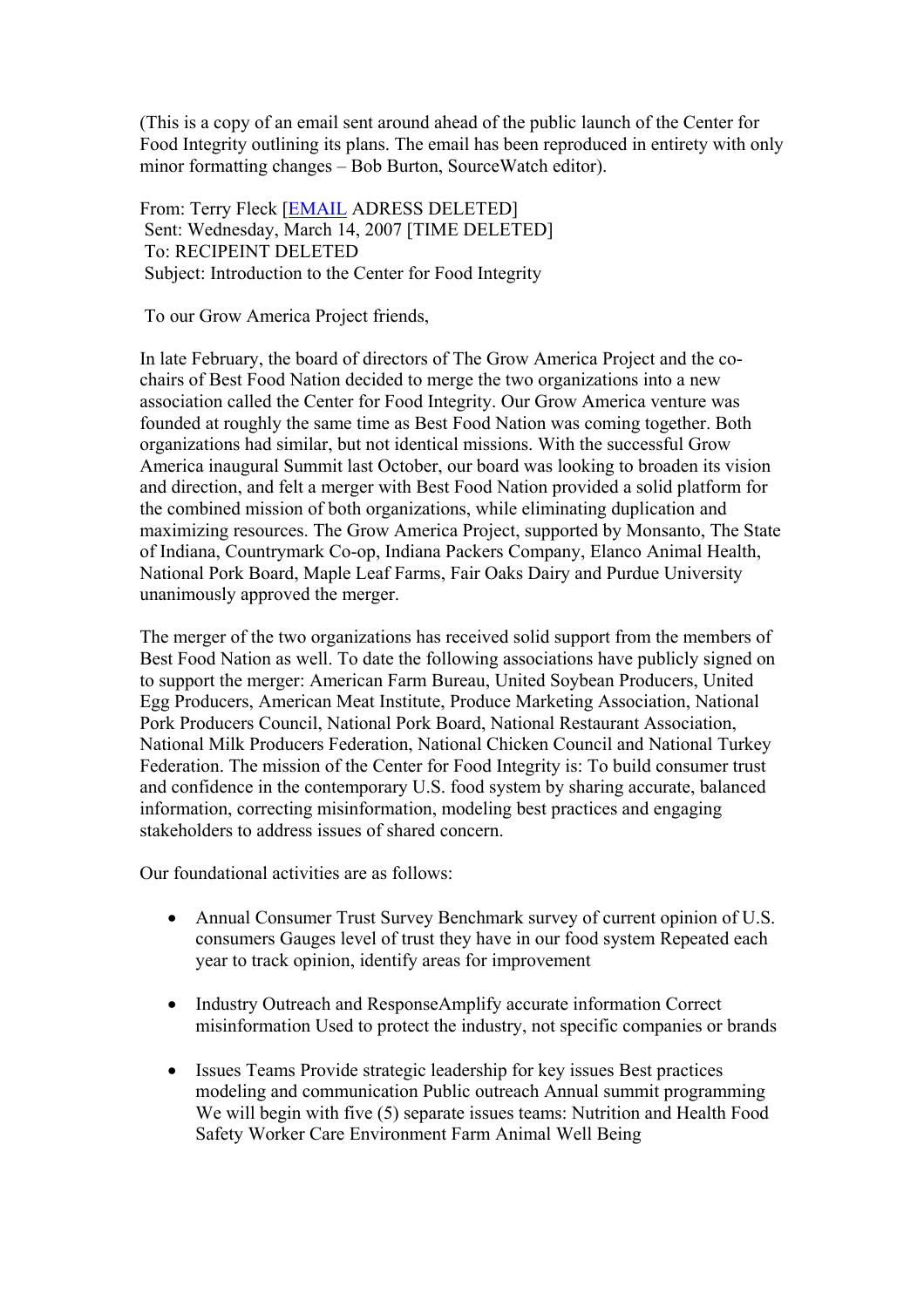(This is a copy of an email sent around ahead of the public launch of the Center for Food Integrity outlining its plans. The email has been reproduced in entirety with only minor formatting changes – Bob Burton, SourceWatch editor).

From: Terry Fleck [EMAIL ADRESS DELETED]  
Sent: Wednesday, March 14, 2007 [TIME DELETED]  
To: RECIPEINT DELETED  
Subject: Introduction to the Center for Food Integrity

To our Grow America Project friends,

In late February, the board of directors of The Grow America Project and the co-chairs of Best Food Nation decided to merge the two organizations into a new association called the Center for Food Integrity. Our Grow America venture was founded at roughly the same time as Best Food Nation was coming together. Both organizations had similar, but not identical missions. With the successful Grow America inaugural Summit last October, our board was looking to broaden its vision and direction, and felt a merger with Best Food Nation provided a solid platform for the combined mission of both organizations, while eliminating duplication and maximizing resources. The Grow America Project, supported by Monsanto, The State of Indiana, Countrymark Co-op, Indiana Packers Company, Elanco Animal Health, National Pork Board, Maple Leaf Farms, Fair Oaks Dairy and Purdue University unanimously approved the merger.

The merger of the two organizations has received solid support from the members of Best Food Nation as well. To date the following associations have publicly signed on to support the merger: American Farm Bureau, United Soybean Producers, United Egg Producers, American Meat Institute, Produce Marketing Association, National Pork Producers Council, National Pork Board, National Restaurant Association, National Milk Producers Federation, National Chicken Council and National Turkey Federation. The mission of the Center for Food Integrity is: To build consumer trust and confidence in the contemporary U.S. food system by sharing accurate, balanced information, correcting misinformation, modeling best practices and engaging stakeholders to address issues of shared concern.

Our foundational activities are as follows:

- Annual Consumer Trust Survey Benchmark survey of current opinion of U.S. consumers Gauges level of trust they have in our food system Repeated each year to track opinion, identify areas for improvement
- Industry Outreach and ResponseAmplify accurate information Correct misinformation Used to protect the industry, not specific companies or brands
- Issues Teams Provide strategic leadership for key issues Best practices modeling and communication Public outreach Annual summit programming We will begin with five (5) separate issues teams: Nutrition and Health Food Safety Worker Care Environment Farm Animal Well Being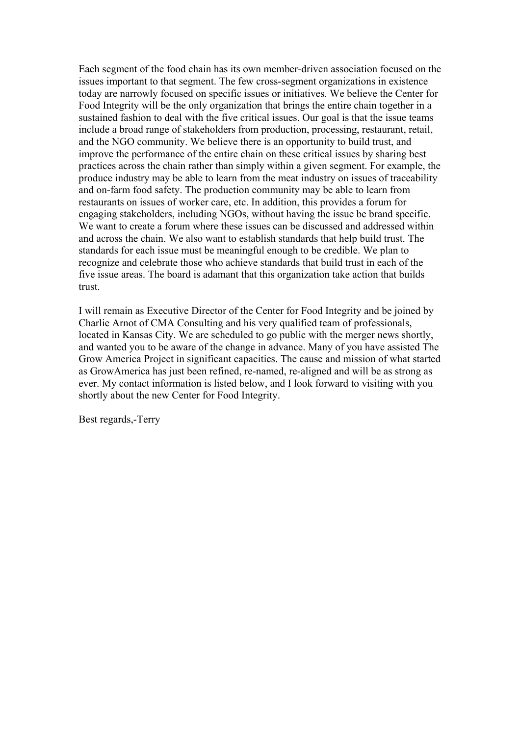Each segment of the food chain has its own member-driven association focused on the issues important to that segment. The few cross-segment organizations in existence today are narrowly focused on specific issues or initiatives. We believe the Center for Food Integrity will be the only organization that brings the entire chain together in a sustained fashion to deal with the five critical issues. Our goal is that the issue teams include a broad range of stakeholders from production, processing, restaurant, retail, and the NGO community. We believe there is an opportunity to build trust, and improve the performance of the entire chain on these critical issues by sharing best practices across the chain rather than simply within a given segment. For example, the produce industry may be able to learn from the meat industry on issues of traceability and on-farm food safety. The production community may be able to learn from restaurants on issues of worker care, etc. In addition, this provides a forum for engaging stakeholders, including NGOs, without having the issue be brand specific. We want to create a forum where these issues can be discussed and addressed within and across the chain. We also want to establish standards that help build trust. The standards for each issue must be meaningful enough to be credible. We plan to recognize and celebrate those who achieve standards that build trust in each of the five issue areas. The board is adamant that this organization take action that builds trust.

I will remain as Executive Director of the Center for Food Integrity and be joined by Charlie Arnot of CMA Consulting and his very qualified team of professionals, located in Kansas City. We are scheduled to go public with the merger news shortly, and wanted you to be aware of the change in advance. Many of you have assisted The Grow America Project in significant capacities. The cause and mission of what started as GrowAmerica has just been refined, re-named, re-aligned and will be as strong as ever. My contact information is listed below, and I look forward to visiting with you shortly about the new Center for Food Integrity.

Best regards,-Terry